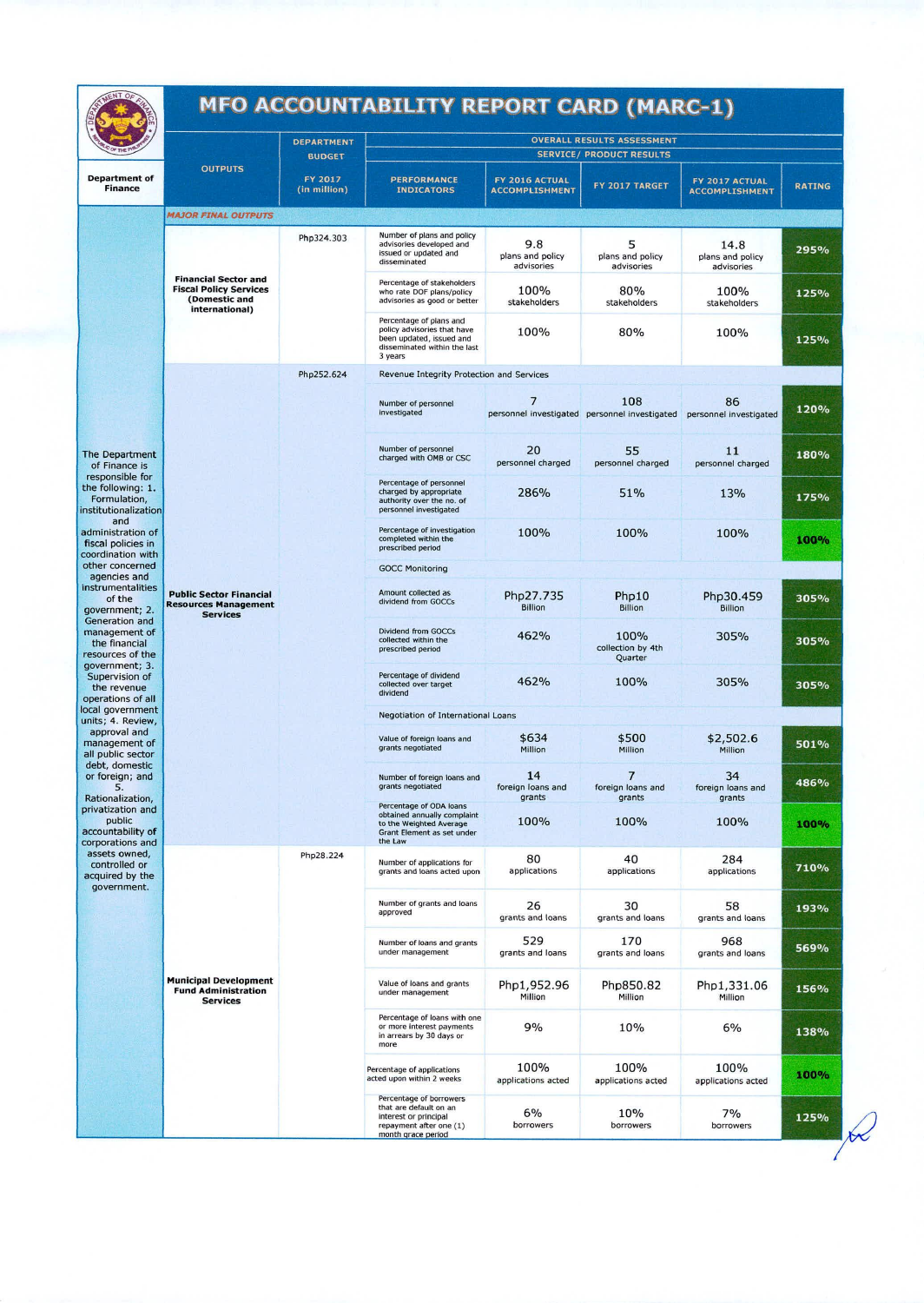# MFO ACCOUNTABILITY REPORT CARD (MARC-1)

Department of Finance

| | OUTPUTS | DEPARTMENT BUDGET FY 2017 (in million) | OVERALL RESULTS ASSESSMENT SERVICE/ PRODUCT RESULTS | | | | |
|---|---|---|---|---|---|---|---|
| | | | PERFORMANCE INDICATORS | FY 2016 ACTUAL ACCOMPLISHMENT | FY 2017 TARGET | FY 2017 ACTUAL ACCOMPLISHMENT | RATING |
| | *MAJOR FINAL OUTPUTS* | | | | | | |
| The Department of Finance is responsible for the following: 1. Formulation, institutionalization and administration of fiscal policies in coordination with other concerned agencies and instrumentalities of the government; 2. Generation and management of the financial resources of the government; 3. Supervision of the revenue operations of all local government units; 4. Review, approval and management of all public sector debt, domestic or foreign; and 5. Rationalization, privatization and public accountability of corporations and assets owned, controlled or acquired by the government. | **Financial Sector and Fiscal Policy Services (Domestic and international)** | Php324.303 | Number of plans and policy advisories developed and issued or updated and disseminated | 9.8 plans and policy advisories | 5 plans and policy advisories | 14.8 plans and policy advisories | 295% |
| | | | Percentage of stakeholders who rate DOF plans/policy advisories as good or better | 100% stakeholders | 80% stakeholders | 100% stakeholders | 125% |
| | | | Percentage of plans and policy advisories that have been updated, issued and disseminated within the last 3 years | 100% | 80% | 100% | 125% |
| | **Public Sector Financial Resources Management Services** | Php252.624 | Revenue Integrity Protection and Services | | | | |
| | | | Number of personnel investigated | 7 personnel investigated | 108 personnel investigated | 86 personnel investigated | 120% |
| | | | Number of personnel charged with OMB or CSC | 20 personnel charged | 55 personnel charged | 11 personnel charged | 180% |
| | | | Percentage of personnel charged by appropriate authority over the no. of personnel investigated | 286% | 51% | 13% | 175% |
| | | | Percentage of investigation completed within the prescribed period | 100% | 100% | 100% | 100% |
| | | | GOCC Monitoring | | | | |
| | | | Amount collected as dividend from GOCCs | Php27.735 Billion | Php10 Billion | Php30.459 Billion | 305% |
| | | | Dividend from GOCCs collected within the prescribed period | 462% | 100% collection by 4th Quarter | 305% | 305% |
| | | | Percentage of dividend collected over target dividend | 462% | 100% | 305% | 305% |
| | | | Negotiation of International Loans | | | | |
| | | | Value of foreign loans and grants negotiated | $634 Million | $500 Million | $2,502.6 Million | 501% |
| | | | Number of foreign loans and grants negotiated | 14 foreign loans and grants | 7 foreign loans and grants | 34 foreign loans and grants | 486% |
| | | | Percentage of ODA loans obtained annually complaint to the Weighted Average Grant Element as set under the Law | 100% | 100% | 100% | 100% |
| | **Municipal Development Fund Administration Services** | Php28.224 | Number of applications for grants and loans acted upon | 80 applications | 40 applications | 284 applications | 710% |
| | | | Number of grants and loans approved | 26 grants and loans | 30 grants and loans | 58 grants and loans | 193% |
| | | | Number of loans and grants under management | 529 grants and loans | 170 grants and loans | 968 grants and loans | 569% |
| | | | Value of loans and grants under management | Php1,952.96 Million | Php850.82 Million | Php1,331.06 Million | 156% |
| | | | Percentage of loans with one or more interest payments in arrears by 30 days or more | 9% | 10% | 6% | 138% |
| | | | Percentage of applications acted upon within 2 weeks | 100% applications acted | 100% applications acted | 100% applications acted | 100% |
| | | | Percentage of borrowers that are default on an interest or principal repayment after one (1) month grace period | 6% borrowers | 10% borrowers | 7% borrowers | 125% |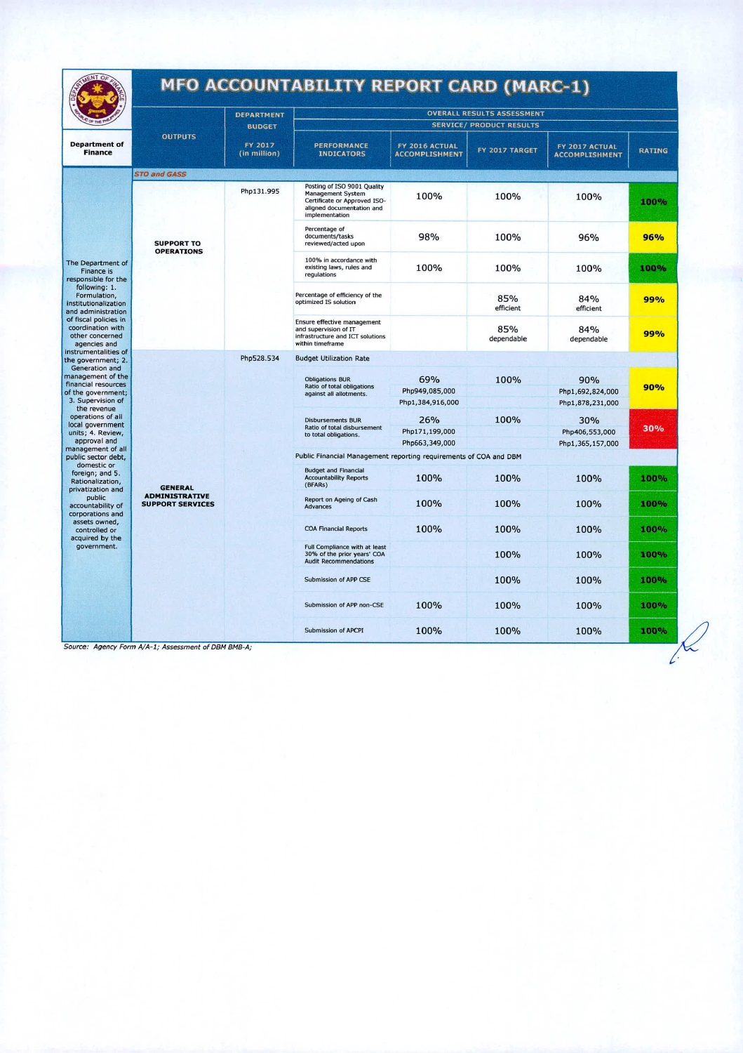# MFO ACCOUNTABILITY REPORT CARD (MARC-1)

| Department of Finance | OUTPUTS | DEPARTMENT BUDGET FY 2017 (in million) | OVERALL RESULTS ASSESSMENT SERVICE/ PRODUCT RESULTS | | | | |
|---|---|---|---|---|---|---|---|
| | | | PERFORMANCE INDICATORS | FY 2016 ACTUAL ACCOMPLISHMENT | FY 2017 TARGET | FY 2017 ACTUAL ACCOMPLISHMENT | RATING |
| | *STO and GASS* | | | | | | |
| The Department of Finance is responsible for the following: 1. Formulation, institutionalization and administration of fiscal policies in coordination with other concerned agencies and instrumentalities of the government; 2. Generation and management of the financial resources of the government; 3. Supervision of the revenue operations of all local government units; 4. Review, approval and management of all public sector debt, domestic or foreign; and 5. Rationalization, privatization and public accountability of corporations and assets owned, controlled or acquired by the government. | SUPPORT TO OPERATIONS | Php131.995 | Posting of ISO 9001 Quality Management System Certificate or Approved ISO-aligned documentation and implementation | 100% | 100% | 100% | 100% |
| | | | Percentage of documents/tasks reviewed/acted upon | 98% | 100% | 96% | 96% |
| | | | 100% in accordance with existing laws, rules and regulations | 100% | 100% | 100% | 100% |
| | | | Percentage of efficiency of the optimized IS solution | | 85% efficient | 84% efficient | 99% |
| | | | Ensure effective management and supervision of IT infrastructure and ICT solutions within timeframe | | 85% dependable | 84% dependable | 99% |
| | GENERAL ADMINISTRATIVE SUPPORT SERVICES | Php528.534 | Budget Utilization Rate | | | | |
| | | | Obligations BUR<br>Ratio of total obligations against all allotments. | 69%<br>Php949,085,000<br>Php1,384,916,000 | 100% | 90%<br>Php1,692,824,000<br>Php1,878,231,000 | 90% |
| | | | Disbursements BUR<br>Ratio of total disbursement to total obligations. | 26%<br>Php171,199,000<br>Php663,349,000 | 100% | 30%<br>Php406,553,000<br>Php1,365,157,000 | 30% |
| | | | Public Financial Management reporting requirements of COA and DBM | | | | |
| | | | Budget and Financial Accountability Reports (BFARs) | 100% | 100% | 100% | 100% |
| | | | Report on Ageing of Cash Advances | 100% | 100% | 100% | 100% |
| | | | COA Financial Reports | 100% | 100% | 100% | 100% |
| | | | Full Compliance with at least 30% of the prior years' COA Audit Recommendations | | 100% | 100% | 100% |
| | | | Submission of APP CSE | | 100% | 100% | 100% |
| | | | Submission of APP non-CSE | 100% | 100% | 100% | 100% |
| | | | Submission of APCPI | 100% | 100% | 100% | 100% |

*Source: Agency Form A/A-1; Assessment of DBM BMB-A;*